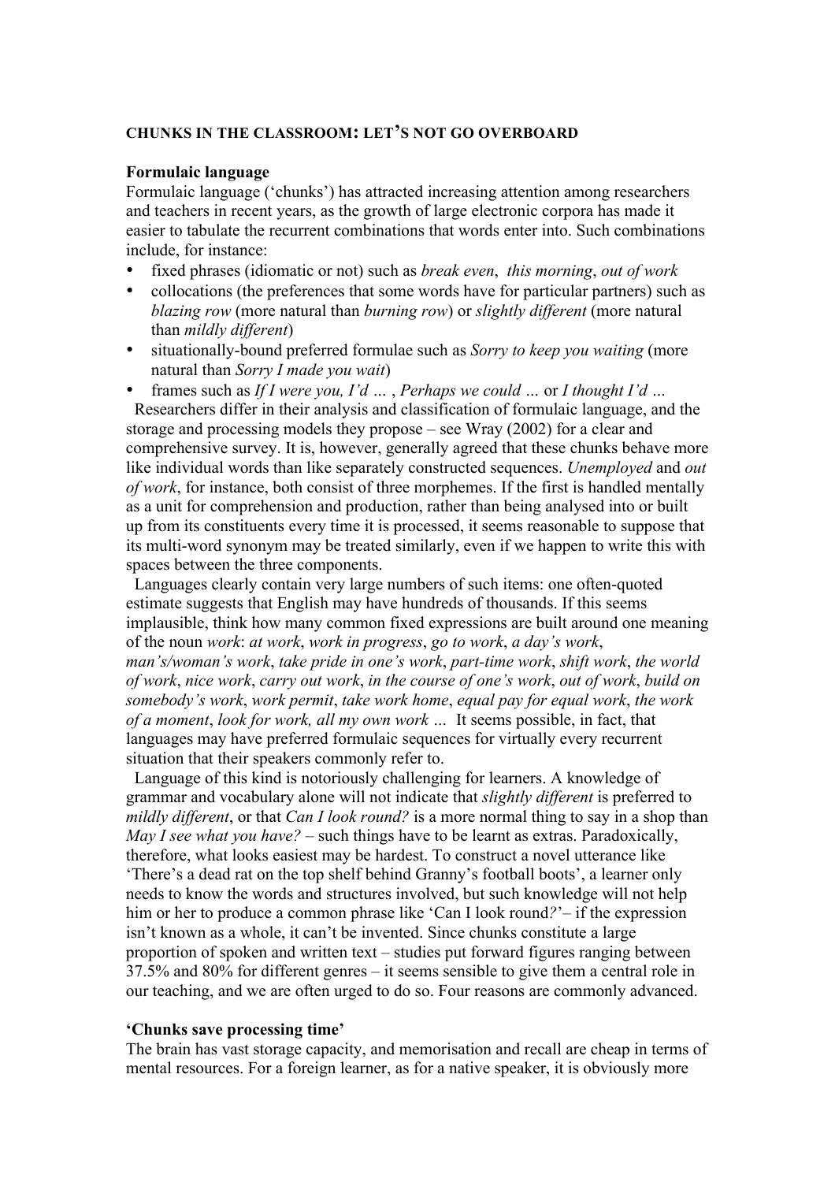**CHUNKS IN THE CLASSROOM: LET'S NOT GO OVERBOARD**

**Formulaic language**

Formulaic language ('chunks') has attracted increasing attention among researchers and teachers in recent years, as the growth of large electronic corpora has made it easier to tabulate the recurrent combinations that words enter into. Such combinations include, for instance:

- fixed phrases (idiomatic or not) such as *break even*, *this morning*, *out of work*
- collocations (the preferences that some words have for particular partners) such as *blazing row* (more natural than *burning row*) or *slightly different* (more natural than *mildly different*)
- situationally-bound preferred formulae such as *Sorry to keep you waiting* (more natural than *Sorry I made you wait*)
- frames such as *If I were you, I'd …* , *Perhaps we could …* or *I thought I'd …*

Researchers differ in their analysis and classification of formulaic language, and the storage and processing models they propose – see Wray (2002) for a clear and comprehensive survey. It is, however, generally agreed that these chunks behave more like individual words than like separately constructed sequences. *Unemployed* and *out of work*, for instance, both consist of three morphemes. If the first is handled mentally as a unit for comprehension and production, rather than being analysed into or built up from its constituents every time it is processed, it seems reasonable to suppose that its multi-word synonym may be treated similarly, even if we happen to write this with spaces between the three components.

Languages clearly contain very large numbers of such items: one often-quoted estimate suggests that English may have hundreds of thousands. If this seems implausible, think how many common fixed expressions are built around one meaning of the noun *work*: *at work*, *work in progress*, *go to work*, *a day's work*, *man's/woman's work*, *take pride in one's work*, *part-time work*, *shift work*, *the world of work*, *nice work*, *carry out work*, *in the course of one's work*, *out of work*, *build on somebody's work*, *work permit*, *take work home*, *equal pay for equal work*, *the work of a moment*, *look for work, all my own work …* It seems possible, in fact, that languages may have preferred formulaic sequences for virtually every recurrent situation that their speakers commonly refer to.

Language of this kind is notoriously challenging for learners. A knowledge of grammar and vocabulary alone will not indicate that *slightly different* is preferred to *mildly different*, or that *Can I look round?* is a more normal thing to say in a shop than *May I see what you have?* – such things have to be learnt as extras. Paradoxically, therefore, what looks easiest may be hardest. To construct a novel utterance like 'There's a dead rat on the top shelf behind Granny's football boots', a learner only needs to know the words and structures involved, but such knowledge will not help him or her to produce a common phrase like 'Can I look round*?*'– if the expression isn't known as a whole, it can't be invented. Since chunks constitute a large proportion of spoken and written text – studies put forward figures ranging between 37.5% and 80% for different genres – it seems sensible to give them a central role in our teaching, and we are often urged to do so. Four reasons are commonly advanced.

**'Chunks save processing time'**

The brain has vast storage capacity, and memorisation and recall are cheap in terms of mental resources. For a foreign learner, as for a native speaker, it is obviously more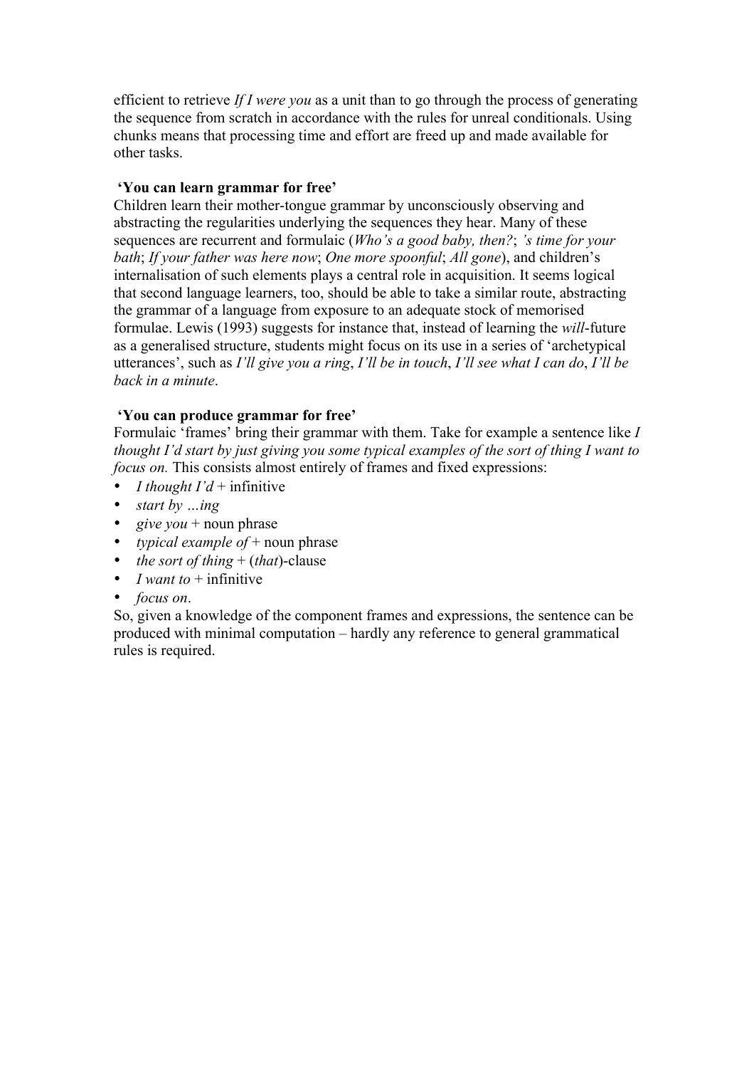efficient to retrieve *If I were you* as a unit than to go through the process of generating the sequence from scratch in accordance with the rules for unreal conditionals. Using chunks means that processing time and effort are freed up and made available for other tasks.

**'You can learn grammar for free'**

Children learn their mother-tongue grammar by unconsciously observing and abstracting the regularities underlying the sequences they hear. Many of these sequences are recurrent and formulaic (*Who's a good baby, then?*; *'s time for your bath*; *If your father was here now*; *One more spoonful*; *All gone*), and children's internalisation of such elements plays a central role in acquisition. It seems logical that second language learners, too, should be able to take a similar route, abstracting the grammar of a language from exposure to an adequate stock of memorised formulae. Lewis (1993) suggests for instance that, instead of learning the *will*-future as a generalised structure, students might focus on its use in a series of 'archetypical utterances', such as *I'll give you a ring*, *I'll be in touch*, *I'll see what I can do*, *I'll be back in a minute*.

**'You can produce grammar for free'**

Formulaic 'frames' bring their grammar with them. Take for example a sentence like *I thought I'd start by just giving you some typical examples of the sort of thing I want to focus on.* This consists almost entirely of frames and fixed expressions:

- *I thought I'd* + infinitive
- *start by …ing*
- *give you* + noun phrase
- *typical example of* + noun phrase
- *the sort of thing* + (*that*)-clause
- *I want to* + infinitive
- *focus on*.

So, given a knowledge of the component frames and expressions, the sentence can be produced with minimal computation – hardly any reference to general grammatical rules is required.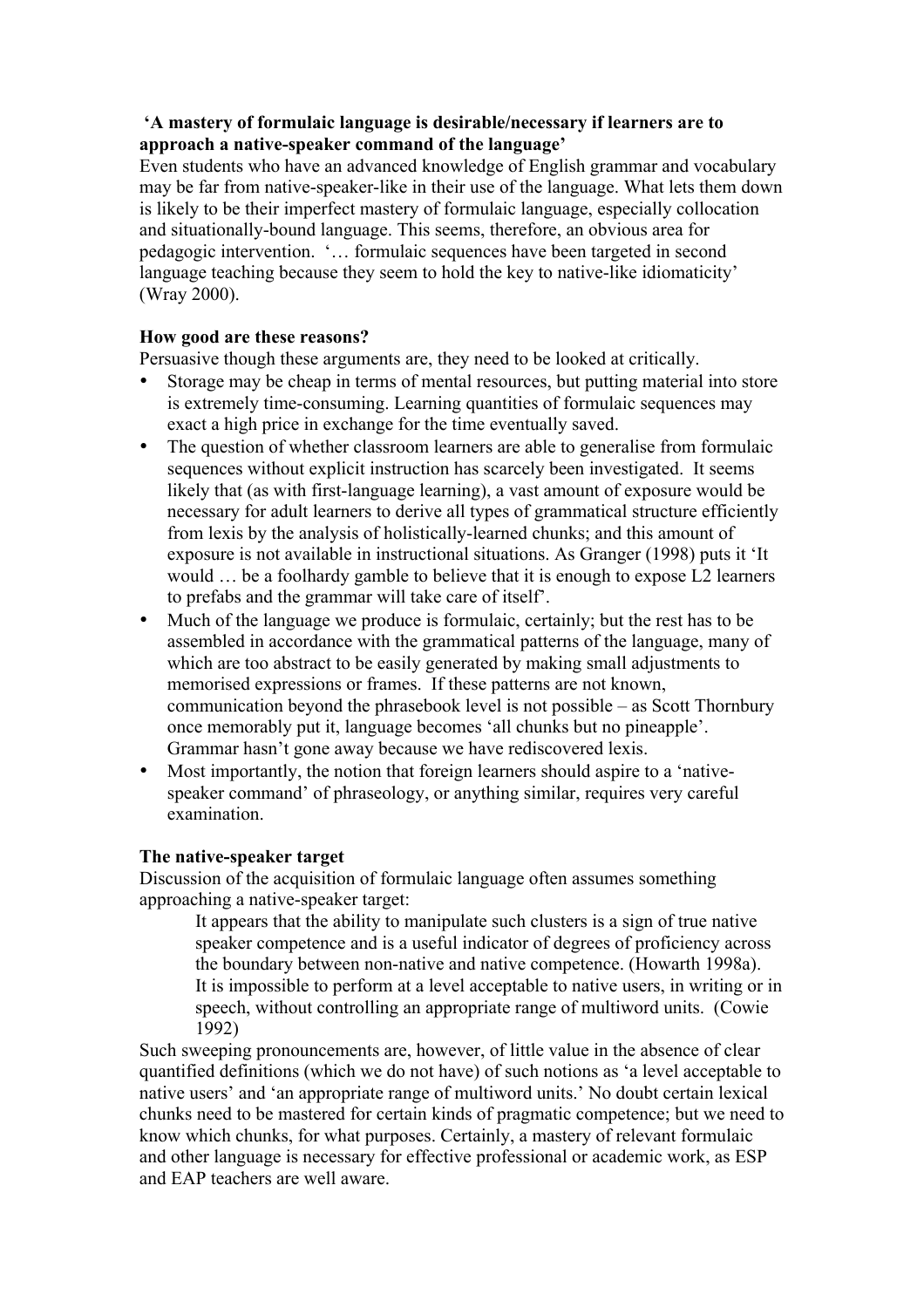**‘A mastery of formulaic language is desirable/necessary if learners are to approach a native-speaker command of the language’**

Even students who have an advanced knowledge of English grammar and vocabulary may be far from native-speaker-like in their use of the language. What lets them down is likely to be their imperfect mastery of formulaic language, especially collocation and situationally-bound language. This seems, therefore, an obvious area for pedagogic intervention. ‘… formulaic sequences have been targeted in second language teaching because they seem to hold the key to native-like idiomaticity’ (Wray 2000).

**How good are these reasons?**

Persuasive though these arguments are, they need to be looked at critically.

- Storage may be cheap in terms of mental resources, but putting material into store is extremely time-consuming. Learning quantities of formulaic sequences may exact a high price in exchange for the time eventually saved.
- The question of whether classroom learners are able to generalise from formulaic sequences without explicit instruction has scarcely been investigated. It seems likely that (as with first-language learning), a vast amount of exposure would be necessary for adult learners to derive all types of grammatical structure efficiently from lexis by the analysis of holistically-learned chunks; and this amount of exposure is not available in instructional situations. As Granger (1998) puts it ‘It would … be a foolhardy gamble to believe that it is enough to expose L2 learners to prefabs and the grammar will take care of itself’.
- Much of the language we produce is formulaic, certainly; but the rest has to be assembled in accordance with the grammatical patterns of the language, many of which are too abstract to be easily generated by making small adjustments to memorised expressions or frames. If these patterns are not known, communication beyond the phrasebook level is not possible – as Scott Thornbury once memorably put it, language becomes ‘all chunks but no pineapple’. Grammar hasn’t gone away because we have rediscovered lexis.
- Most importantly, the notion that foreign learners should aspire to a ‘native-speaker command’ of phraseology, or anything similar, requires very careful examination.

**The native-speaker target**

Discussion of the acquisition of formulaic language often assumes something approaching a native-speaker target:

> It appears that the ability to manipulate such clusters is a sign of true native speaker competence and is a useful indicator of degrees of proficiency across the boundary between non-native and native competence. (Howarth 1998a).
>
> It is impossible to perform at a level acceptable to native users, in writing or in speech, without controlling an appropriate range of multiword units. (Cowie 1992)

Such sweeping pronouncements are, however, of little value in the absence of clear quantified definitions (which we do not have) of such notions as ‘a level acceptable to native users’ and ‘an appropriate range of multiword units.’ No doubt certain lexical chunks need to be mastered for certain kinds of pragmatic competence; but we need to know which chunks, for what purposes. Certainly, a mastery of relevant formulaic and other language is necessary for effective professional or academic work, as ESP and EAP teachers are well aware.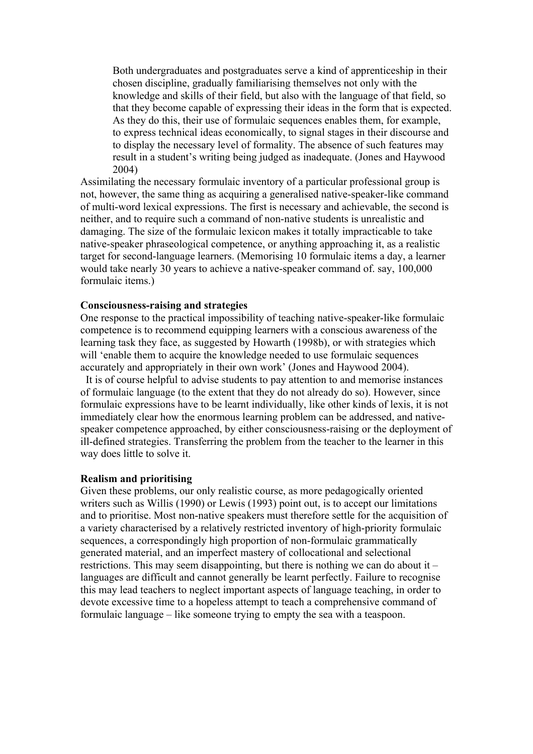> Both undergraduates and postgraduates serve a kind of apprenticeship in their chosen discipline, gradually familiarising themselves not only with the knowledge and skills of their field, but also with the language of that field, so that they become capable of expressing their ideas in the form that is expected. As they do this, their use of formulaic sequences enables them, for example, to express technical ideas economically, to signal stages in their discourse and to display the necessary level of formality. The absence of such features may result in a student's writing being judged as inadequate. (Jones and Haywood 2004)

Assimilating the necessary formulaic inventory of a particular professional group is not, however, the same thing as acquiring a generalised native-speaker-like command of multi-word lexical expressions. The first is necessary and achievable, the second is neither, and to require such a command of non-native students is unrealistic and damaging. The size of the formulaic lexicon makes it totally impracticable to take native-speaker phraseological competence, or anything approaching it, as a realistic target for second-language learners. (Memorising 10 formulaic items a day, a learner would take nearly 30 years to achieve a native-speaker command of. say, 100,000 formulaic items.)

**Consciousness-raising and strategies**

One response to the practical impossibility of teaching native-speaker-like formulaic competence is to recommend equipping learners with a conscious awareness of the learning task they face, as suggested by Howarth (1998b), or with strategies which will 'enable them to acquire the knowledge needed to use formulaic sequences accurately and appropriately in their own work' (Jones and Haywood 2004).

It is of course helpful to advise students to pay attention to and memorise instances of formulaic language (to the extent that they do not already do so). However, since formulaic expressions have to be learnt individually, like other kinds of lexis, it is not immediately clear how the enormous learning problem can be addressed, and native-speaker competence approached, by either consciousness-raising or the deployment of ill-defined strategies. Transferring the problem from the teacher to the learner in this way does little to solve it.

**Realism and prioritising**

Given these problems, our only realistic course, as more pedagogically oriented writers such as Willis (1990) or Lewis (1993) point out, is to accept our limitations and to prioritise. Most non-native speakers must therefore settle for the acquisition of a variety characterised by a relatively restricted inventory of high-priority formulaic sequences, a correspondingly high proportion of non-formulaic grammatically generated material, and an imperfect mastery of collocational and selectional restrictions. This may seem disappointing, but there is nothing we can do about it – languages are difficult and cannot generally be learnt perfectly. Failure to recognise this may lead teachers to neglect important aspects of language teaching, in order to devote excessive time to a hopeless attempt to teach a comprehensive command of formulaic language – like someone trying to empty the sea with a teaspoon.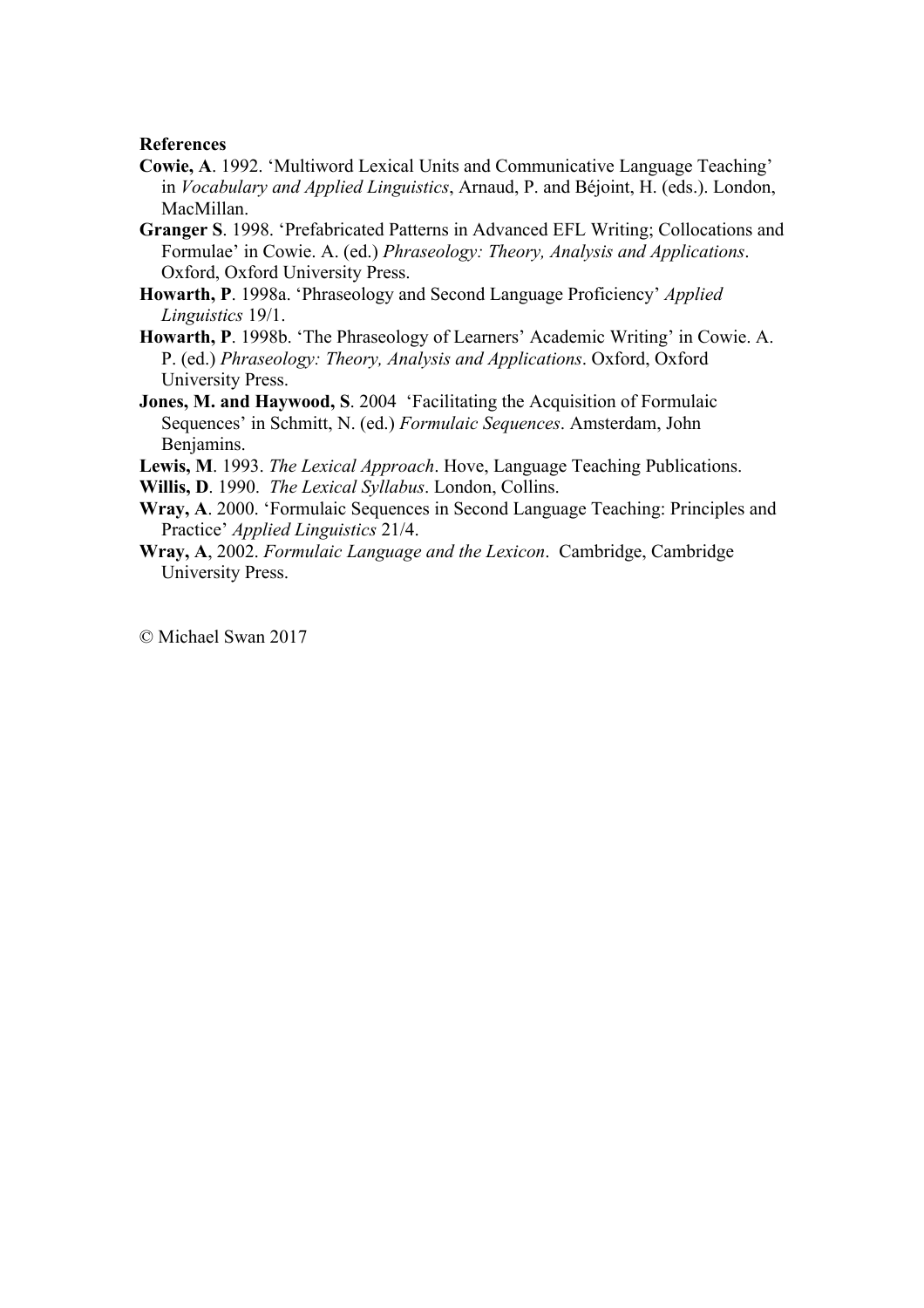**References**

**Cowie, A**. 1992. 'Multiword Lexical Units and Communicative Language Teaching' in *Vocabulary and Applied Linguistics*, Arnaud, P. and Béjoint, H. (eds.). London, MacMillan.

**Granger S**. 1998. 'Prefabricated Patterns in Advanced EFL Writing; Collocations and Formulae' in Cowie. A. (ed.) *Phraseology: Theory, Analysis and Applications*. Oxford, Oxford University Press.

**Howarth, P**. 1998a. 'Phraseology and Second Language Proficiency' *Applied Linguistics* 19/1.

**Howarth, P**. 1998b. 'The Phraseology of Learners' Academic Writing' in Cowie. A. P. (ed.) *Phraseology: Theory, Analysis and Applications*. Oxford, Oxford University Press.

**Jones, M. and Haywood, S**. 2004 'Facilitating the Acquisition of Formulaic Sequences' in Schmitt, N. (ed.) *Formulaic Sequences*. Amsterdam, John Benjamins.

**Lewis, M**. 1993. *The Lexical Approach*. Hove, Language Teaching Publications.

**Willis, D**. 1990. *The Lexical Syllabus*. London, Collins.

**Wray, A**. 2000. 'Formulaic Sequences in Second Language Teaching: Principles and Practice' *Applied Linguistics* 21/4.

**Wray, A**, 2002. *Formulaic Language and the Lexicon*. Cambridge, Cambridge University Press.

© Michael Swan 2017